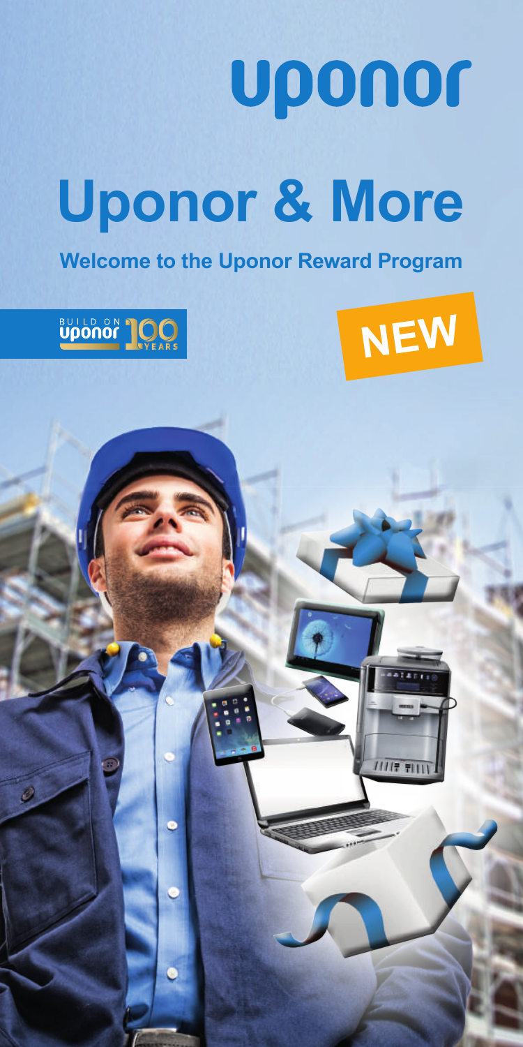uponor

# Uponor & More

**Welcome to the Uponor Reward Program**

BUILD ON uponor 100 YEARS

NEW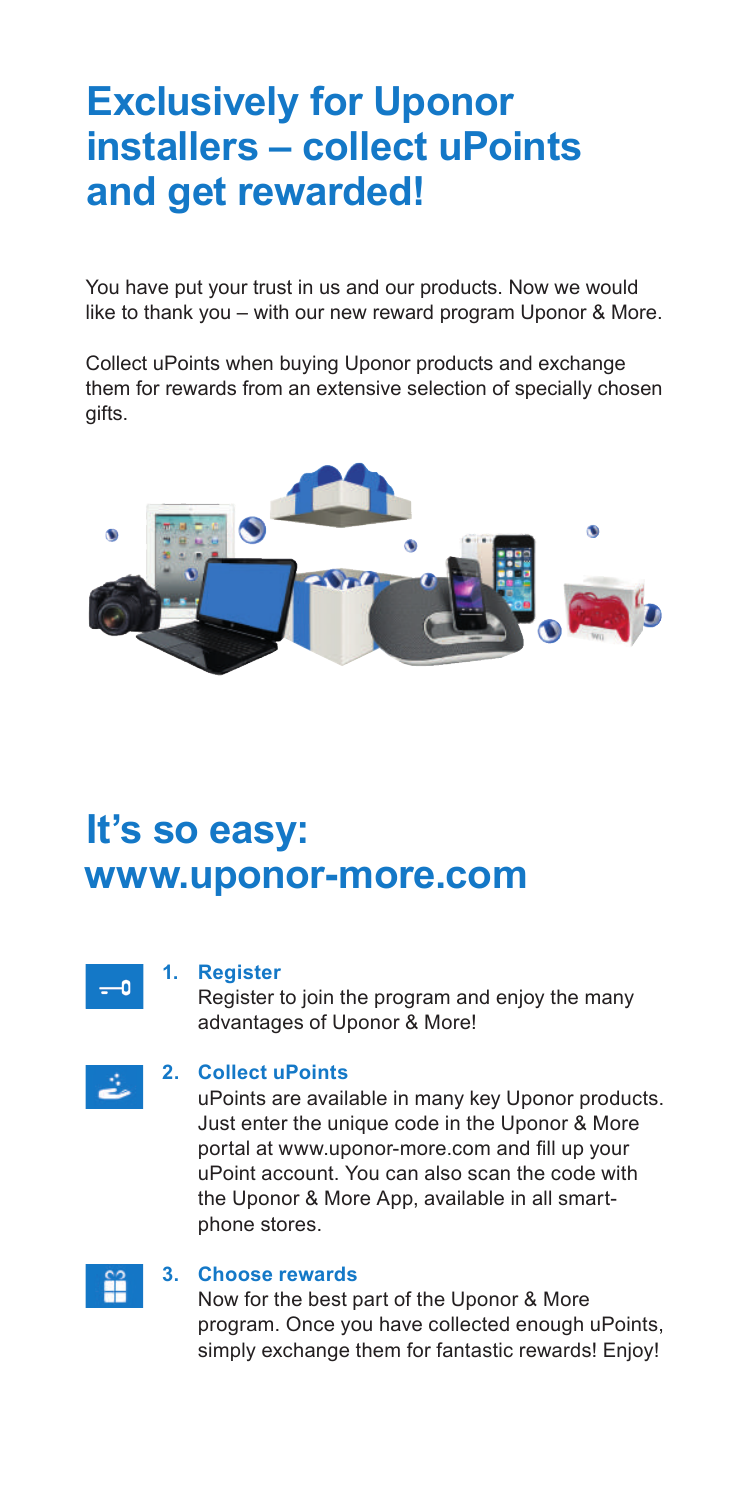# Exclusively for Uponor installers – collect uPoints and get rewarded!

You have put your trust in us and our products. Now we would like to thank you – with our new reward program Uponor & More.

Collect uPoints when buying Uponor products and exchange them for rewards from an extensive selection of specially chosen gifts.

# It's so easy: www.uponor-more.com

1. **Register**
   Register to join the program and enjoy the many advantages of Uponor & More!

2. **Collect uPoints**
   uPoints are available in many key Uponor products. Just enter the unique code in the Uponor & More portal at www.uponor-more.com and fill up your uPoint account. You can also scan the code with the Uponor & More App, available in all smartphone stores.

3. **Choose rewards**
   Now for the best part of the Uponor & More program. Once you have collected enough uPoints, simply exchange them for fantastic rewards! Enjoy!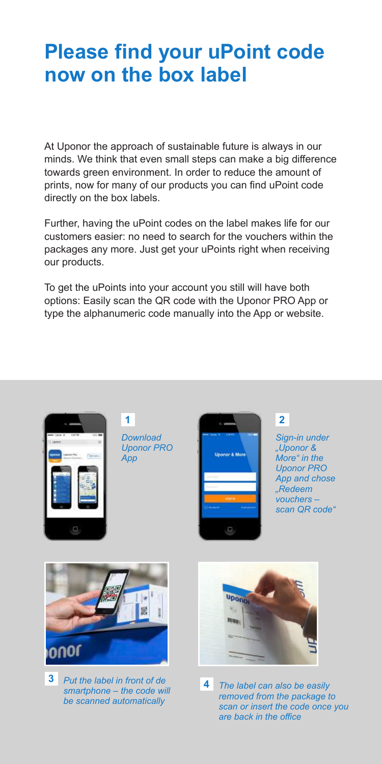# Please find your uPoint code now on the box label

At Uponor the approach of sustainable future is always in our minds. We think that even small steps can make a big difference towards green environment. In order to reduce the amount of prints, now for many of our products you can find uPoint code directly on the box labels.

Further, having the uPoint codes on the label makes life for our customers easier: no need to search for the vouchers within the packages any more. Just get your uPoints right when receiving our products.

To get the uPoints into your account you still will have both options: Easily scan the QR code with the Uponor PRO App or type the alphanumeric code manually into the App or website.

**1** *Download Uponor PRO App*

**2** *Sign-in under „Uponor & More" in the Uponor PRO App and chose „Redeem vouchers – scan QR code"*

**3** *Put the label in front of de smartphone – the code will be scanned automatically*

**4** *The label can also be easily removed from the package to scan or insert the code once you are back in the office*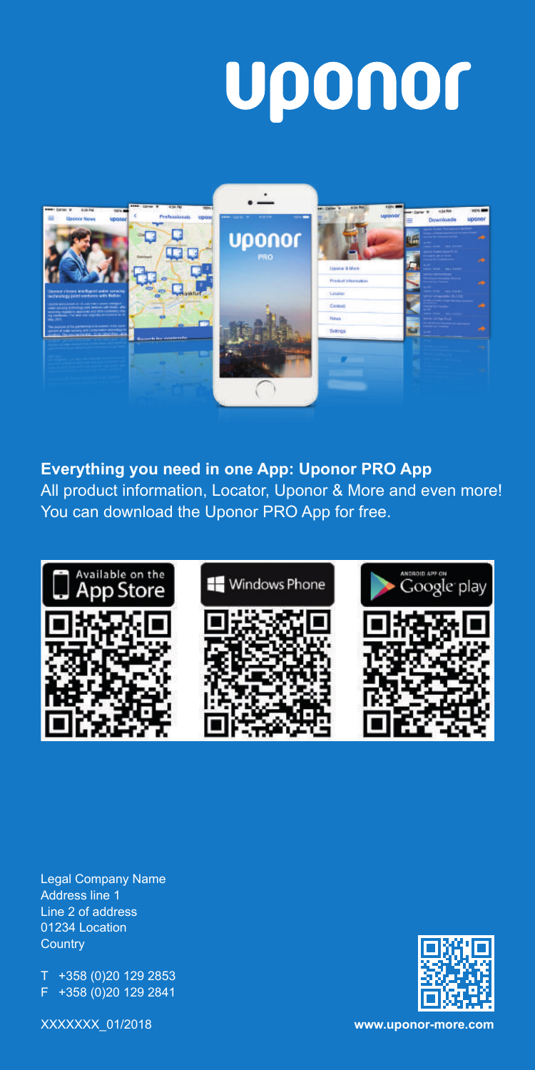**Everything you need in one App: Uponor PRO App**

All product information, Locator, Uponor & More and even more!
You can download the Uponor PRO App for free.

Legal Company Name
Address line 1
Line 2 of address
01234 Location
Country

T +358 (0)20 129 2853
F +358 (0)20 129 2841

XXXXXXX_01/2018

www.uponor-more.com